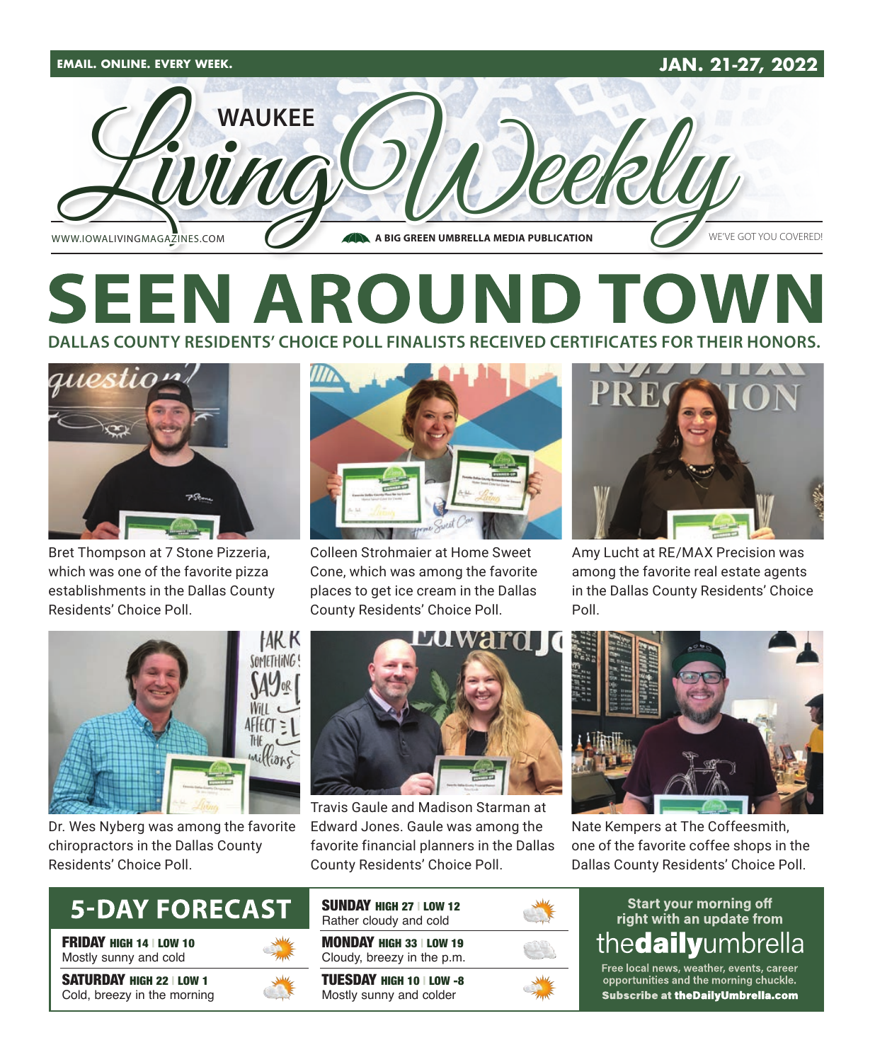EMAIL. ONLINE. EVERY WEEK. JAN. 21-27, 2022

# WAUKEE Living Weekly

WWW.IOWALIVINGMAGAZINES.COM | A BIG GREEN UMBRELLA MEDIA PUBLICATION | WE'VE GOT YOU COVERED!

# SEEN AROUND TOWN

## DALLAS COUNTY RESIDENTS' CHOICE POLL FINALISTS RECEIVED CERTIFICATES FOR THEIR HONORS.

Bret Thompson at 7 Stone Pizzeria, which was one of the favorite pizza establishments in the Dallas County Residents' Choice Poll.

Colleen Strohmaier at Home Sweet Cone, which was among the favorite places to get ice cream in the Dallas County Residents' Choice Poll.

Amy Lucht at RE/MAX Precision was among the favorite real estate agents in the Dallas County Residents' Choice Poll.

Dr. Wes Nyberg was among the favorite chiropractors in the Dallas County Residents' Choice Poll.

Travis Gaule and Madison Starman at Edward Jones. Gaule was among the favorite financial planners in the Dallas County Residents' Choice Poll.

Nate Kempers at The Coffeesmith, one of the favorite coffee shops in the Dallas County Residents' Choice Poll.

## 5-DAY FORECAST

**FRIDAY** HIGH 14 | LOW 10
Mostly sunny and cold

**SATURDAY** HIGH 22 | LOW 1
Cold, breezy in the morning

**SUNDAY** HIGH 27 | LOW 12
Rather cloudy and cold

**MONDAY** HIGH 33 | LOW 19
Cloudy, breezy in the p.m.

**TUESDAY** HIGH 10 | LOW -8
Mostly sunny and colder

Start your morning off right with an update from **thedailyumbrella**

Free local news, weather, events, career opportunities and the morning chuckle.
**Subscribe at theDailyUmbrella.com**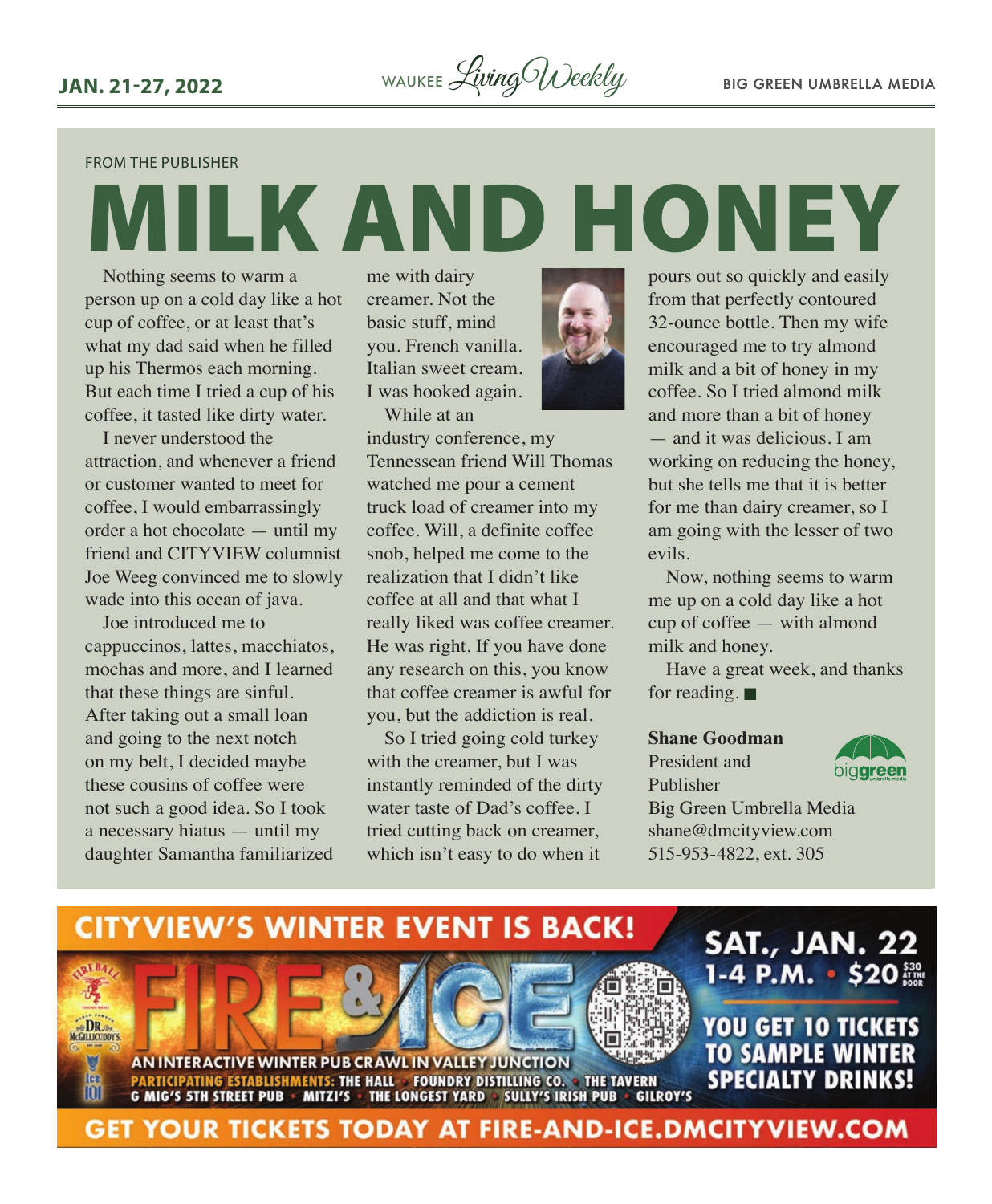FROM THE PUBLISHER

# MILK AND HONEY

Nothing seems to warm a person up on a cold day like a hot cup of coffee, or at least that's what my dad said when he filled up his Thermos each morning. But each time I tried a cup of his coffee, it tasted like dirty water.

I never understood the attraction, and whenever a friend or customer wanted to meet for coffee, I would embarrassingly order a hot chocolate — until my friend and CITYVIEW columnist Joe Weeg convinced me to slowly wade into this ocean of java.

Joe introduced me to cappuccinos, lattes, macchiatos, mochas and more, and I learned that these things are sinful. After taking out a small loan and going to the next notch on my belt, I decided maybe these cousins of coffee were not such a good idea. So I took a necessary hiatus — until my daughter Samantha familiarized me with dairy creamer. Not the basic stuff, mind you. French vanilla. Italian sweet cream. I was hooked again.

While at an industry conference, my Tennessean friend Will Thomas watched me pour a cement truck load of creamer into my coffee. Will, a definite coffee snob, helped me come to the realization that I didn't like coffee at all and that what I really liked was coffee creamer. He was right. If you have done any research on this, you know that coffee creamer is awful for you, but the addiction is real.

So I tried going cold turkey with the creamer, but I was instantly reminded of the dirty water taste of Dad's coffee. I tried cutting back on creamer, which isn't easy to do when it pours out so quickly and easily from that perfectly contoured 32-ounce bottle. Then my wife encouraged me to try almond milk and a bit of honey in my coffee. So I tried almond milk and more than a bit of honey — and it was delicious. I am working on reducing the honey, but she tells me that it is better for me than dairy creamer, so I am going with the lesser of two evils.

Now, nothing seems to warm me up on a cold day like a hot cup of coffee — with almond milk and honey.

Have a great week, and thanks for reading. ■

**Shane Goodman**
President and Publisher
Big Green Umbrella Media
shane@dmcityview.com
515-953-4822, ext. 305

---

**CITYVIEW'S WINTER EVENT IS BACK!**

**FIRE & ICE**

AN INTERACTIVE WINTER PUB CRAWL IN VALLEY JUNCTION

PARTICIPATING ESTABLISHMENTS: THE HALL • FOUNDRY DISTILLING CO. • THE TAVERN • G MIG'S 5TH STREET PUB • MITZI'S • THE LONGEST YARD • SULLY'S IRISH PUB • GILROY'S

**SAT., JAN. 22**
**1-4 P.M. • $20** $30 AT THE DOOR

**YOU GET 10 TICKETS TO SAMPLE WINTER SPECIALTY DRINKS!**

**GET YOUR TICKETS TODAY AT FIRE-AND-ICE.DMCITYVIEW.COM**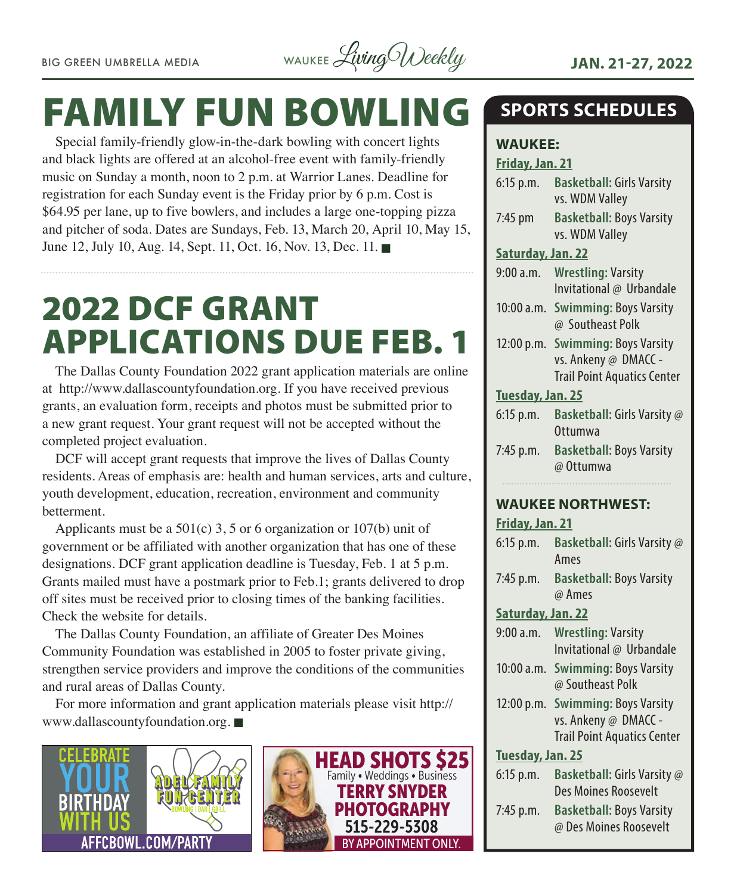# FAMILY FUN BOWLING

Special family-friendly glow-in-the-dark bowling with concert lights and black lights are offered at an alcohol-free event with family-friendly music on Sunday a month, noon to 2 p.m. at Warrior Lanes. Deadline for registration for each Sunday event is the Friday prior by 6 p.m. Cost is $64.95 per lane, up to five bowlers, and includes a large one-topping pizza and pitcher of soda. Dates are Sundays, Feb. 13, March 20, April 10, May 15, June 12, July 10, Aug. 14, Sept. 11, Oct. 16, Nov. 13, Dec. 11. ■

# 2022 DCF GRANT APPLICATIONS DUE FEB. 1

The Dallas County Foundation 2022 grant application materials are online at http://www.dallascountyfoundation.org. If you have received previous grants, an evaluation form, receipts and photos must be submitted prior to a new grant request. Your grant request will not be accepted without the completed project evaluation.

DCF will accept grant requests that improve the lives of Dallas County residents. Areas of emphasis are: health and human services, arts and culture, youth development, education, recreation, environment and community betterment.

Applicants must be a 501(c) 3, 5 or 6 organization or 107(b) unit of government or be affiliated with another organization that has one of these designations. DCF grant application deadline is Tuesday, Feb. 1 at 5 p.m. Grants mailed must have a postmark prior to Feb.1; grants delivered to drop off sites must be received prior to closing times of the banking facilities. Check the website for details.

The Dallas County Foundation, an affiliate of Greater Des Moines Community Foundation was established in 2005 to foster private giving, strengthen service providers and improve the conditions of the communities and rural areas of Dallas County.

For more information and grant application materials please visit http://www.dallascountyfoundation.org. ■

CELEBRATE YOUR BIRTHDAY WITH US
ADEL FAMILY FUN CENTER
BOWLING | BAR | GRILL
AFFCBOWL.COM/PARTY

HEAD SHOTS $25
Family • Weddings • Business
TERRY SNYDER PHOTOGRAPHY
515-229-5308
BY APPOINTMENT ONLY.

# SPORTS SCHEDULES

## WAUKEE:

**Friday, Jan. 21**

- 6:15 p.m. **Basketball:** Girls Varsity vs. WDM Valley
- 7:45 pm **Basketball:** Boys Varsity vs. WDM Valley

**Saturday, Jan. 22**

- 9:00 a.m. **Wrestling:** Varsity Invitational @ Urbandale
- 10:00 a.m. **Swimming:** Boys Varsity @ Southeast Polk
- 12:00 p.m. **Swimming:** Boys Varsity vs. Ankeny @ DMACC - Trail Point Aquatics Center

**Tuesday, Jan. 25**

- 6:15 p.m. **Basketball:** Girls Varsity @ Ottumwa
- 7:45 p.m. **Basketball:** Boys Varsity @ Ottumwa

## WAUKEE NORTHWEST:

**Friday, Jan. 21**

- 6:15 p.m. **Basketball:** Girls Varsity @ Ames
- 7:45 p.m. **Basketball:** Boys Varsity @ Ames

**Saturday, Jan. 22**

- 9:00 a.m. **Wrestling:** Varsity Invitational @ Urbandale
- 10:00 a.m. **Swimming:** Boys Varsity @ Southeast Polk
- 12:00 p.m. **Swimming:** Boys Varsity vs. Ankeny @ DMACC - Trail Point Aquatics Center

**Tuesday, Jan. 25**

- 6:15 p.m. **Basketball:** Girls Varsity @ Des Moines Roosevelt
- 7:45 p.m. **Basketball:** Boys Varsity @ Des Moines Roosevelt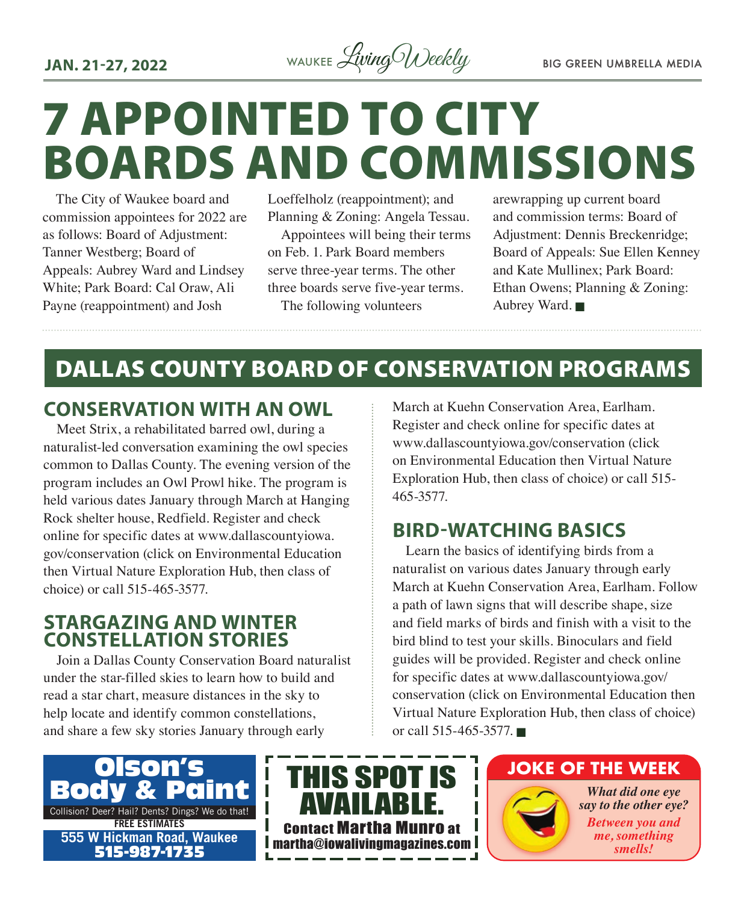# 7 APPOINTED TO CITY BOARDS AND COMMISSIONS

The City of Waukee board and commission appointees for 2022 are as follows: Board of Adjustment: Tanner Westberg; Board of Appeals: Aubrey Ward and Lindsey White; Park Board: Cal Oraw, Ali Payne (reappointment) and Josh Loeffelholz (reappointment); and Planning & Zoning: Angela Tessau.

Appointees will being their terms on Feb. 1. Park Board members serve three-year terms. The other three boards serve five-year terms.

The following volunteers arewrapping up current board and commission terms: Board of Adjustment: Dennis Breckenridge; Board of Appeals: Sue Ellen Kenney and Kate Mullinex; Park Board: Ethan Owens; Planning & Zoning: Aubrey Ward. ■

## DALLAS COUNTY BOARD OF CONSERVATION PROGRAMS

### CONSERVATION WITH AN OWL

Meet Strix, a rehabilitated barred owl, during a naturalist-led conversation examining the owl species common to Dallas County. The evening version of the program includes an Owl Prowl hike. The program is held various dates January through March at Hanging Rock shelter house, Redfield. Register and check online for specific dates at www.dallascountyiowa.gov/conservation (click on Environmental Education then Virtual Nature Exploration Hub, then class of choice) or call 515-465-3577.

### STARGAZING AND WINTER CONSTELLATION STORIES

Join a Dallas County Conservation Board naturalist under the star-filled skies to learn how to build and read a star chart, measure distances in the sky to help locate and identify common constellations, and share a few sky stories January through early March at Kuehn Conservation Area, Earlham. Register and check online for specific dates at www.dallascountyiowa.gov/conservation (click on Environmental Education then Virtual Nature Exploration Hub, then class of choice) or call 515-465-3577.

### BIRD-WATCHING BASICS

Learn the basics of identifying birds from a naturalist on various dates January through early March at Kuehn Conservation Area, Earlham. Follow a path of lawn signs that will describe shape, size and field marks of birds and finish with a visit to the bird blind to test your skills. Binoculars and field guides will be provided. Register and check online for specific dates at www.dallascountyiowa.gov/conservation (click on Environmental Education then Virtual Nature Exploration Hub, then class of choice) or call 515-465-3577. ■

**Olson's Body & Paint**
Collision? Deer? Hail? Dents? Dings? We do that!
FREE ESTIMATES
555 W Hickman Road, Waukee
515-987-1735

**THIS SPOT IS AVAILABLE.**
Contact Martha Munro at martha@iowalivingmagazines.com

### JOKE OF THE WEEK

*What did one eye say to the other eye?*

*Between you and me, something smells!*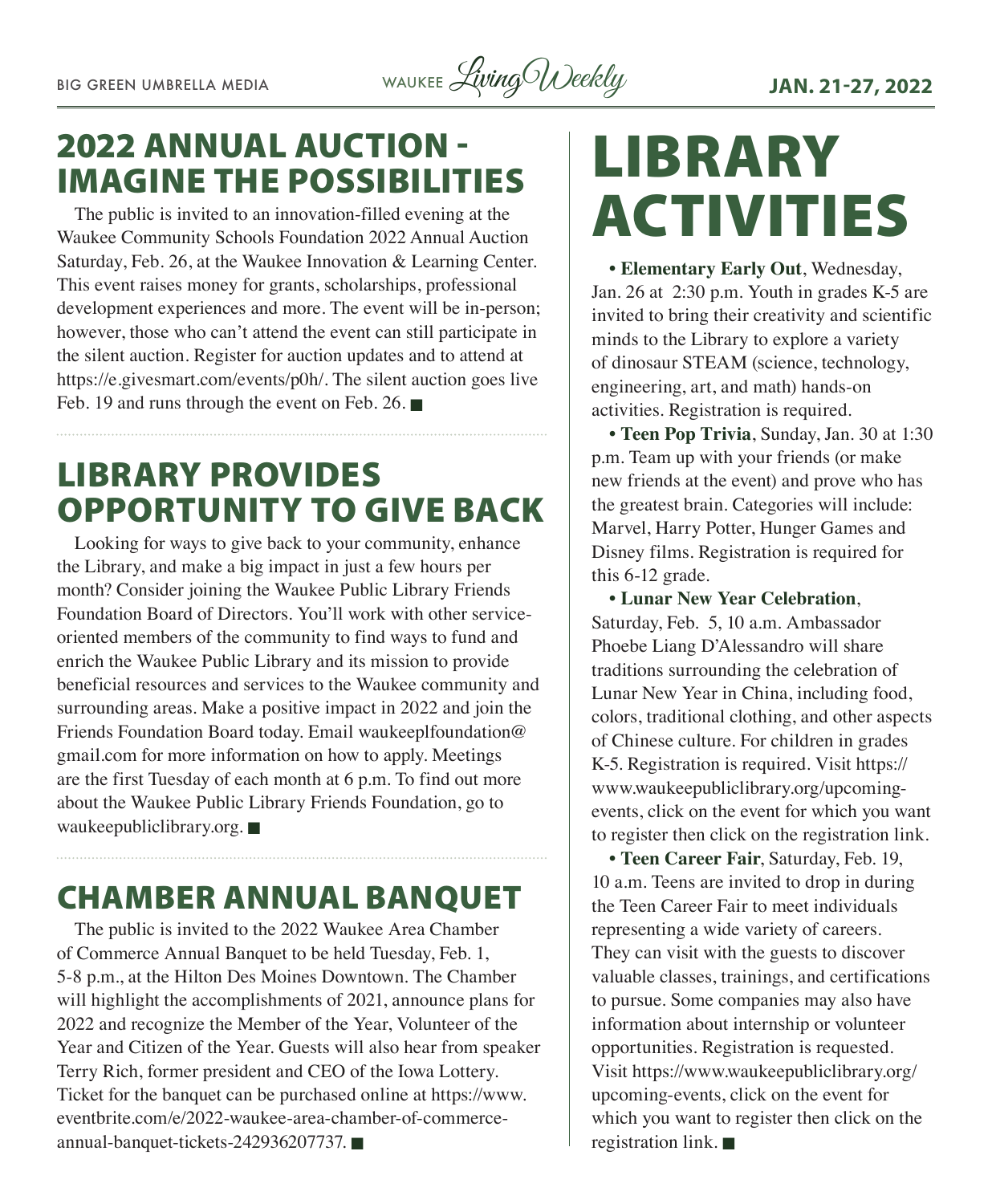## 2022 ANNUAL AUCTION - IMAGINE THE POSSIBILITIES

The public is invited to an innovation-filled evening at the Waukee Community Schools Foundation 2022 Annual Auction Saturday, Feb. 26, at the Waukee Innovation & Learning Center. This event raises money for grants, scholarships, professional development experiences and more. The event will be in-person; however, those who can't attend the event can still participate in the silent auction. Register for auction updates and to attend at https://e.givesmart.com/events/p0h/. The silent auction goes live Feb. 19 and runs through the event on Feb. 26. ■

## LIBRARY PROVIDES OPPORTUNITY TO GIVE BACK

Looking for ways to give back to your community, enhance the Library, and make a big impact in just a few hours per month? Consider joining the Waukee Public Library Friends Foundation Board of Directors. You'll work with other service-oriented members of the community to find ways to fund and enrich the Waukee Public Library and its mission to provide beneficial resources and services to the Waukee community and surrounding areas. Make a positive impact in 2022 and join the Friends Foundation Board today. Email waukeeplfoundation@gmail.com for more information on how to apply. Meetings are the first Tuesday of each month at 6 p.m. To find out more about the Waukee Public Library Friends Foundation, go to waukeepubliclibrary.org. ■

## CHAMBER ANNUAL BANQUET

The public is invited to the 2022 Waukee Area Chamber of Commerce Annual Banquet to be held Tuesday, Feb. 1, 5-8 p.m., at the Hilton Des Moines Downtown. The Chamber will highlight the accomplishments of 2021, announce plans for 2022 and recognize the Member of the Year, Volunteer of the Year and Citizen of the Year. Guests will also hear from speaker Terry Rich, former president and CEO of the Iowa Lottery. Ticket for the banquet can be purchased online at https://www.eventbrite.com/e/2022-waukee-area-chamber-of-commerce-annual-banquet-tickets-242936207737. ■

# LIBRARY ACTIVITIES

- **Elementary Early Out**, Wednesday, Jan. 26 at 2:30 p.m. Youth in grades K-5 are invited to bring their creativity and scientific minds to the Library to explore a variety of dinosaur STEAM (science, technology, engineering, art, and math) hands-on activities. Registration is required.
- **Teen Pop Trivia**, Sunday, Jan. 30 at 1:30 p.m. Team up with your friends (or make new friends at the event) and prove who has the greatest brain. Categories will include: Marvel, Harry Potter, Hunger Games and Disney films. Registration is required for this 6-12 grade.
- **Lunar New Year Celebration**, Saturday, Feb. 5, 10 a.m. Ambassador Phoebe Liang D'Alessandro will share traditions surrounding the celebration of Lunar New Year in China, including food, colors, traditional clothing, and other aspects of Chinese culture. For children in grades K-5. Registration is required. Visit https://www.waukeepubliclibrary.org/upcoming-events, click on the event for which you want to register then click on the registration link.
- **Teen Career Fair**, Saturday, Feb. 19, 10 a.m. Teens are invited to drop in during the Teen Career Fair to meet individuals representing a wide variety of careers. They can visit with the guests to discover valuable classes, trainings, and certifications to pursue. Some companies may also have information about internship or volunteer opportunities. Registration is requested. Visit https://www.waukeepubliclibrary.org/upcoming-events, click on the event for which you want to register then click on the registration link. ■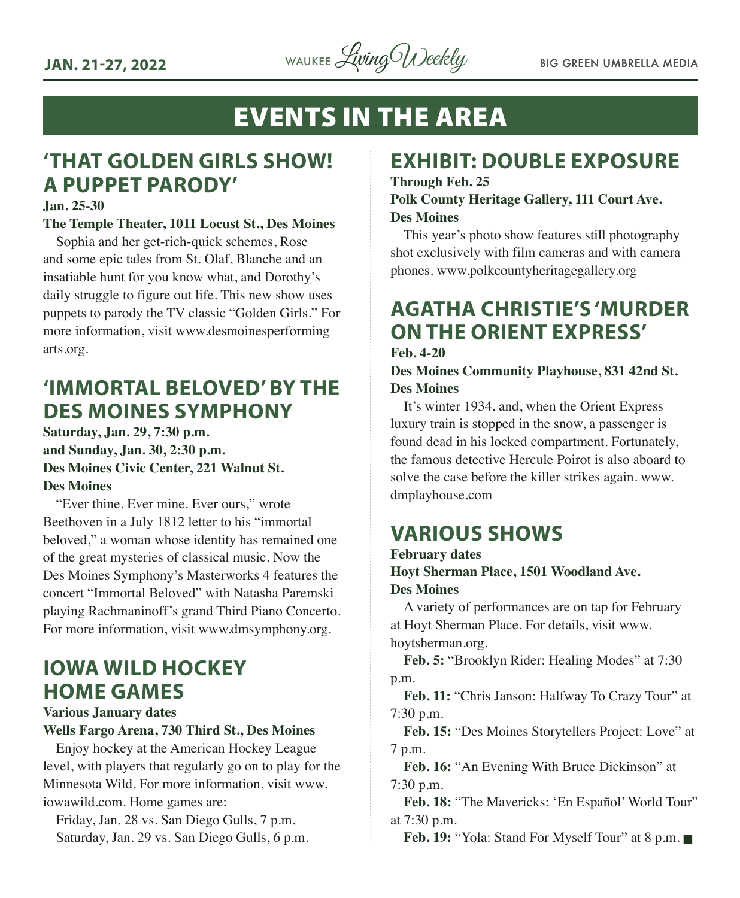# EVENTS IN THE AREA

## 'THAT GOLDEN GIRLS SHOW! A PUPPET PARODY'

**Jan. 25-30**
**The Temple Theater, 1011 Locust St., Des Moines**

Sophia and her get-rich-quick schemes, Rose and some epic tales from St. Olaf, Blanche and an insatiable hunt for you know what, and Dorothy's daily struggle to figure out life. This new show uses puppets to parody the TV classic "Golden Girls." For more information, visit www.desmoinesperformingarts.org.

## 'IMMORTAL BELOVED' BY THE DES MOINES SYMPHONY

**Saturday, Jan. 29, 7:30 p.m.**
**and Sunday, Jan. 30, 2:30 p.m.**
**Des Moines Civic Center, 221 Walnut St.**
**Des Moines**

"Ever thine. Ever mine. Ever ours," wrote Beethoven in a July 1812 letter to his "immortal beloved," a woman whose identity has remained one of the great mysteries of classical music. Now the Des Moines Symphony's Masterworks 4 features the concert "Immortal Beloved" with Natasha Paremski playing Rachmaninoff's grand Third Piano Concerto. For more information, visit www.dmsymphony.org.

## IOWA WILD HOCKEY HOME GAMES

**Various January dates**
**Wells Fargo Arena, 730 Third St., Des Moines**

Enjoy hockey at the American Hockey League level, with players that regularly go on to play for the Minnesota Wild. For more information, visit www.iowawild.com. Home games are:

Friday, Jan. 28 vs. San Diego Gulls, 7 p.m.
Saturday, Jan. 29 vs. San Diego Gulls, 6 p.m.

## EXHIBIT: DOUBLE EXPOSURE

**Through Feb. 25**
**Polk County Heritage Gallery, 111 Court Ave.**
**Des Moines**

This year's photo show features still photography shot exclusively with film cameras and with camera phones. www.polkcountyheritagegallery.org

## AGATHA CHRISTIE'S 'MURDER ON THE ORIENT EXPRESS'

**Feb. 4-20**
**Des Moines Community Playhouse, 831 42nd St.**
**Des Moines**

It's winter 1934, and, when the Orient Express luxury train is stopped in the snow, a passenger is found dead in his locked compartment. Fortunately, the famous detective Hercule Poirot is also aboard to solve the case before the killer strikes again. www.dmplayhouse.com

## VARIOUS SHOWS

**February dates**
**Hoyt Sherman Place, 1501 Woodland Ave.**
**Des Moines**

A variety of performances are on tap for February at Hoyt Sherman Place. For details, visit www.hoytsherman.org.

**Feb. 5:** "Brooklyn Rider: Healing Modes" at 7:30 p.m.

**Feb. 11:** "Chris Janson: Halfway To Crazy Tour" at 7:30 p.m.

**Feb. 15:** "Des Moines Storytellers Project: Love" at 7 p.m.

**Feb. 16:** "An Evening With Bruce Dickinson" at 7:30 p.m.

**Feb. 18:** "The Mavericks: 'En Español' World Tour" at 7:30 p.m.

**Feb. 19:** "Yola: Stand For Myself Tour" at 8 p.m. ■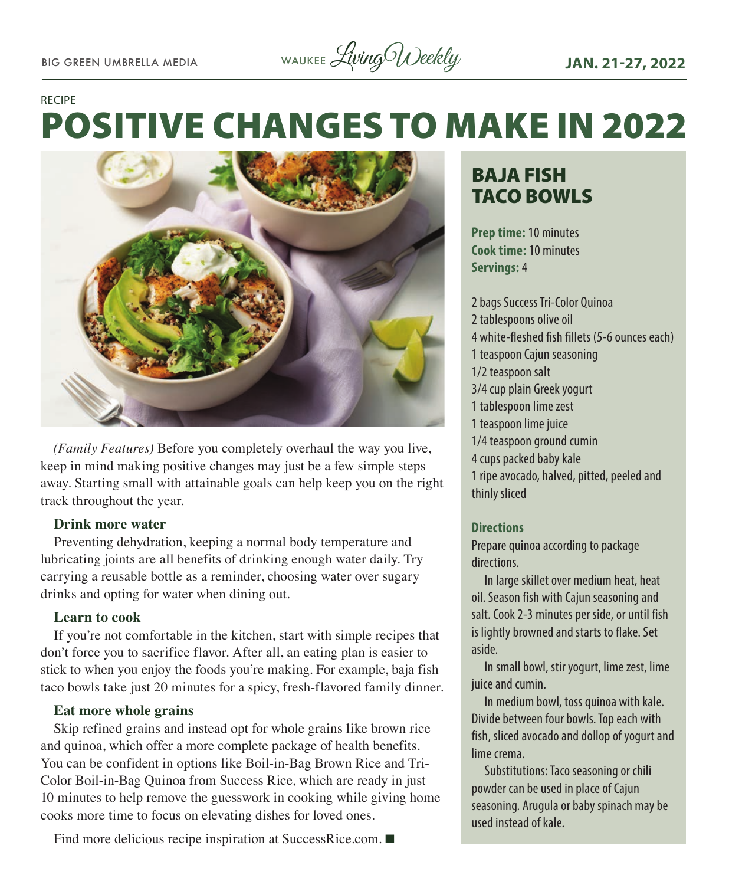RECIPE

# POSITIVE CHANGES TO MAKE IN 2022

*(Family Features)* Before you completely overhaul the way you live, keep in mind making positive changes may just be a few simple steps away. Starting small with attainable goals can help keep you on the right track throughout the year.

**Drink more water**

Preventing dehydration, keeping a normal body temperature and lubricating joints are all benefits of drinking enough water daily. Try carrying a reusable bottle as a reminder, choosing water over sugary drinks and opting for water when dining out.

**Learn to cook**

If you're not comfortable in the kitchen, start with simple recipes that don't force you to sacrifice flavor. After all, an eating plan is easier to stick to when you enjoy the foods you're making. For example, baja fish taco bowls take just 20 minutes for a spicy, fresh-flavored family dinner.

**Eat more whole grains**

Skip refined grains and instead opt for whole grains like brown rice and quinoa, which offer a more complete package of health benefits. You can be confident in options like Boil-in-Bag Brown Rice and Tri-Color Boil-in-Bag Quinoa from Success Rice, which are ready in just 10 minutes to help remove the guesswork in cooking while giving home cooks more time to focus on elevating dishes for loved ones.

Find more delicious recipe inspiration at SuccessRice.com. ■

## BAJA FISH TACO BOWLS

**Prep time:** 10 minutes
**Cook time:** 10 minutes
**Servings:** 4

2 bags Success Tri-Color Quinoa
2 tablespoons olive oil
4 white-fleshed fish fillets (5-6 ounces each)
1 teaspoon Cajun seasoning
1/2 teaspoon salt
3/4 cup plain Greek yogurt
1 tablespoon lime zest
1 teaspoon lime juice
1/4 teaspoon ground cumin
4 cups packed baby kale
1 ripe avocado, halved, pitted, peeled and thinly sliced

**Directions**

Prepare quinoa according to package directions.

In large skillet over medium heat, heat oil. Season fish with Cajun seasoning and salt. Cook 2-3 minutes per side, or until fish is lightly browned and starts to flake. Set aside.

In small bowl, stir yogurt, lime zest, lime juice and cumin.

In medium bowl, toss quinoa with kale. Divide between four bowls. Top each with fish, sliced avocado and dollop of yogurt and lime crema.

Substitutions: Taco seasoning or chili powder can be used in place of Cajun seasoning. Arugula or baby spinach may be used instead of kale.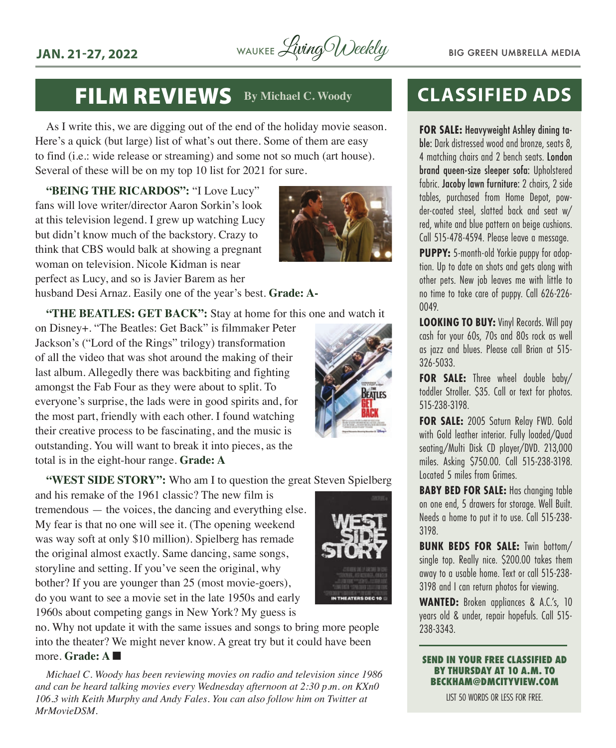# FILM REVIEWS

By Michael C. Woody

As I write this, we are digging out of the end of the holiday movie season. Here's a quick (but large) list of what's out there. Some of them are easy to find (i.e.: wide release or streaming) and some not so much (art house). Several of these will be on my top 10 list for 2021 for sure.

**"BEING THE RICARDOS":** "I Love Lucy" fans will love writer/director Aaron Sorkin's look at this television legend. I grew up watching Lucy but didn't know much of the backstory. Crazy to think that CBS would balk at showing a pregnant woman on television. Nicole Kidman is near perfect as Lucy, and so is Javier Barem as her husband Desi Arnaz. Easily one of the year's best. **Grade: A-**

**"THE BEATLES: GET BACK":** Stay at home for this one and watch it on Disney+. "The Beatles: Get Back" is filmmaker Peter Jackson's ("Lord of the Rings" trilogy) transformation of all the video that was shot around the making of their last album. Allegedly there was backbiting and fighting amongst the Fab Four as they were about to split. To everyone's surprise, the lads were in good spirits and, for the most part, friendly with each other. I found watching their creative process to be fascinating, and the music is outstanding. You will want to break it into pieces, as the total is in the eight-hour range. **Grade: A**

**"WEST SIDE STORY":** Who am I to question the great Steven Spielberg and his remake of the 1961 classic? The new film is tremendous — the voices, the dancing and everything else. My fear is that no one will see it. (The opening weekend was way soft at only $10 million). Spielberg has remade the original almost exactly. Same dancing, same songs, storyline and setting. If you've seen the original, why bother? If you are younger than 25 (most movie-goers), do you want to see a movie set in the late 1950s and early 1960s about competing gangs in New York? My guess is no. Why not update it with the same issues and songs to bring more people into the theater? We might never know. A great try but it could have been more. **Grade: A** ■

*Michael C. Woody has been reviewing movies on radio and television since 1986 and can be heard talking movies every Wednesday afternoon at 2:30 p.m. on KXn0 106.3 with Keith Murphy and Andy Fales. You can also follow him on Twitter at MrMovieDSM.*

# CLASSIFIED ADS

**FOR SALE:** Heavyweight Ashley dining table: Dark distressed wood and bronze, seats 8, 4 matching chairs and 2 bench seats. London brand queen-size sleeper sofa: Upholstered fabric. Jacoby lawn furniture: 2 chairs, 2 side tables, purchased from Home Depot, powder-coated steel, slatted back and seat w/ red, white and blue pattern on beige cushions. Call 515-478-4594. Please leave a message.

**PUPPY:** 5-month-old Yorkie puppy for adoption. Up to date on shots and gets along with other pets. New job leaves me with little to no time to take care of puppy. Call 626-226-0049.

**LOOKING TO BUY:** Vinyl Records. Will pay cash for your 60s, 70s and 80s rock as well as jazz and blues. Please call Brian at 515-326-5033.

**FOR SALE:** Three wheel double baby/toddler Stroller. $35. Call or text for photos. 515-238-3198.

**FOR SALE:** 2005 Saturn Relay FWD. Gold with Gold leather interior. Fully loaded/Quad seating/Multi Disk CD player/DVD. 213,000 miles. Asking $750.00. Call 515-238-3198. Located 5 miles from Grimes.

**BABY BED FOR SALE:** Has changing table on one end, 5 drawers for storage. Well Built. Needs a home to put it to use. Call 515-238-3198.

**BUNK BEDS FOR SALE:** Twin bottom/single top. Really nice. $200.00 takes them away to a usable home. Text or call 515-238-3198 and I can return photos for viewing.

**WANTED:** Broken appliances & A.C.'s, 10 years old & under, repair hopefuls. Call 515-238-3343.

**SEND IN YOUR FREE CLASSIFIED AD BY THURSDAY AT 10 A.M. TO BECKHAM@DMCITYVIEW.COM**

LIST 50 WORDS OR LESS FOR FREE.